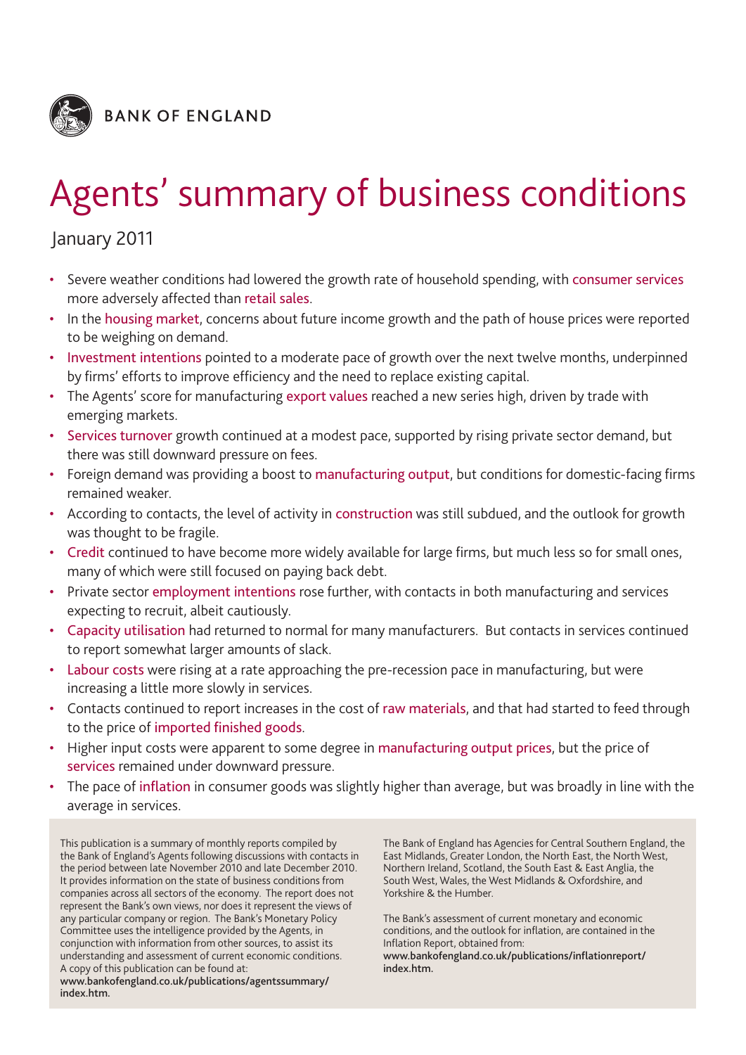BANK OF ENGLAND

# Agents' summary of business conditions

January 2011

- Severe weather conditions had lowered the growth rate of household spending, with consumer services more adversely affected than retail sales.
- In the housing market, concerns about future income growth and the path of house prices were reported to be weighing on demand.
- Investment intentions pointed to a moderate pace of growth over the next twelve months, underpinned by firms' efforts to improve efficiency and the need to replace existing capital.
- The Agents' score for manufacturing export values reached a new series high, driven by trade with emerging markets.
- Services turnover growth continued at a modest pace, supported by rising private sector demand, but there was still downward pressure on fees.
- Foreign demand was providing a boost to manufacturing output, but conditions for domestic-facing firms remained weaker.
- According to contacts, the level of activity in construction was still subdued, and the outlook for growth was thought to be fragile.
- Credit continued to have become more widely available for large firms, but much less so for small ones, many of which were still focused on paying back debt.
- Private sector employment intentions rose further, with contacts in both manufacturing and services expecting to recruit, albeit cautiously.
- Capacity utilisation had returned to normal for many manufacturers. But contacts in services continued to report somewhat larger amounts of slack.
- Labour costs were rising at a rate approaching the pre-recession pace in manufacturing, but were increasing a little more slowly in services.
- Contacts continued to report increases in the cost of raw materials, and that had started to feed through to the price of imported finished goods.
- Higher input costs were apparent to some degree in manufacturing output prices, but the price of services remained under downward pressure.
- The pace of inflation in consumer goods was slightly higher than average, but was broadly in line with the average in services.

This publication is a summary of monthly reports compiled by the Bank of England's Agents following discussions with contacts in the period between late November 2010 and late December 2010. It provides information on the state of business conditions from companies across all sectors of the economy. The report does not represent the Bank's own views, nor does it represent the views of any particular company or region. The Bank's Monetary Policy Committee uses the intelligence provided by the Agents, in conjunction with information from other sources, to assist its understanding and assessment of current economic conditions. A copy of this publication can be found at:
**www.bankofengland.co.uk/publications/agentssummary/index.htm.**

The Bank of England has Agencies for Central Southern England, the East Midlands, Greater London, the North East, the North West, Northern Ireland, Scotland, the South East & East Anglia, the South West, Wales, the West Midlands & Oxfordshire, and Yorkshire & the Humber.

The Bank's assessment of current monetary and economic conditions, and the outlook for inflation, are contained in the Inflation Report, obtained from:
**www.bankofengland.co.uk/publications/inflationreport/index.htm.**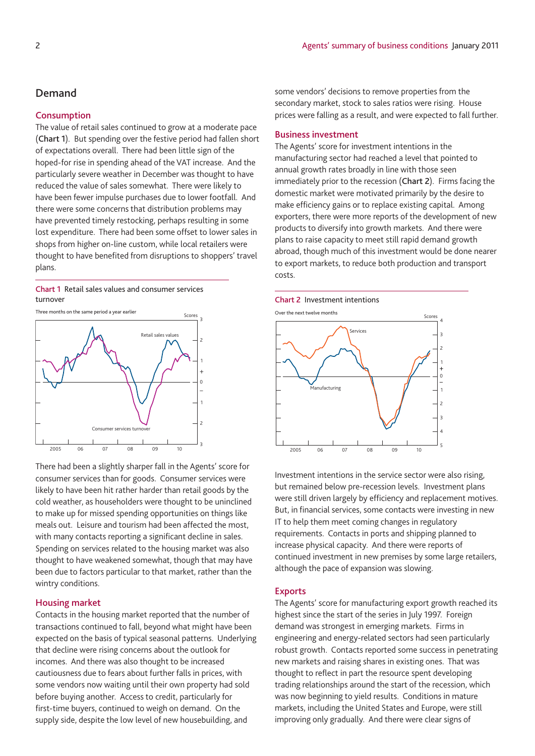## Demand

### Consumption

The value of retail sales continued to grow at a moderate pace (**Chart 1**). But spending over the festive period had fallen short of expectations overall. There had been little sign of the hoped-for rise in spending ahead of the VAT increase. And the particularly severe weather in December was thought to have reduced the value of sales somewhat. There were likely to have been fewer impulse purchases due to lower footfall. And there were some concerns that distribution problems may have prevented timely restocking, perhaps resulting in some lost expenditure. There had been some offset to lower sales in shops from higher on-line custom, while local retailers were thought to have benefited from disruptions to shoppers' travel plans.

**Chart 1** Retail sales values and consumer services turnover

There had been a slightly sharper fall in the Agents' score for consumer services than for goods. Consumer services were likely to have been hit rather harder than retail goods by the cold weather, as householders were thought to be uninclined to make up for missed spending opportunities on things like meals out. Leisure and tourism had been affected the most, with many contacts reporting a significant decline in sales. Spending on services related to the housing market was also thought to have weakened somewhat, though that may have been due to factors particular to that market, rather than the wintry conditions.

### Housing market

Contacts in the housing market reported that the number of transactions continued to fall, beyond what might have been expected on the basis of typical seasonal patterns. Underlying that decline were rising concerns about the outlook for incomes. And there was also thought to be increased cautiousness due to fears about further falls in prices, with some vendors now waiting until their own property had sold before buying another. Access to credit, particularly for first-time buyers, continued to weigh on demand. On the supply side, despite the low level of new housebuilding, and some vendors' decisions to remove properties from the secondary market, stock to sales ratios were rising. House prices were falling as a result, and were expected to fall further.

### Business investment

The Agents' score for investment intentions in the manufacturing sector had reached a level that pointed to annual growth rates broadly in line with those seen immediately prior to the recession (**Chart 2**). Firms facing the domestic market were motivated primarily by the desire to make efficiency gains or to replace existing capital. Among exporters, there were more reports of the development of new products to diversify into growth markets. And there were plans to raise capacity to meet still rapid demand growth abroad, though much of this investment would be done nearer to export markets, to reduce both production and transport costs.

**Chart 2** Investment intentions

Investment intentions in the service sector were also rising, but remained below pre-recession levels. Investment plans were still driven largely by efficiency and replacement motives. But, in financial services, some contacts were investing in new IT to help them meet coming changes in regulatory requirements. Contacts in ports and shipping planned to increase physical capacity. And there were reports of continued investment in new premises by some large retailers, although the pace of expansion was slowing.

### Exports

The Agents' score for manufacturing export growth reached its highest since the start of the series in July 1997. Foreign demand was strongest in emerging markets. Firms in engineering and energy-related sectors had seen particularly robust growth. Contacts reported some success in penetrating new markets and raising shares in existing ones. That was thought to reflect in part the resource spent developing trading relationships around the start of the recession, which was now beginning to yield results. Conditions in mature markets, including the United States and Europe, were still improving only gradually. And there were clear signs of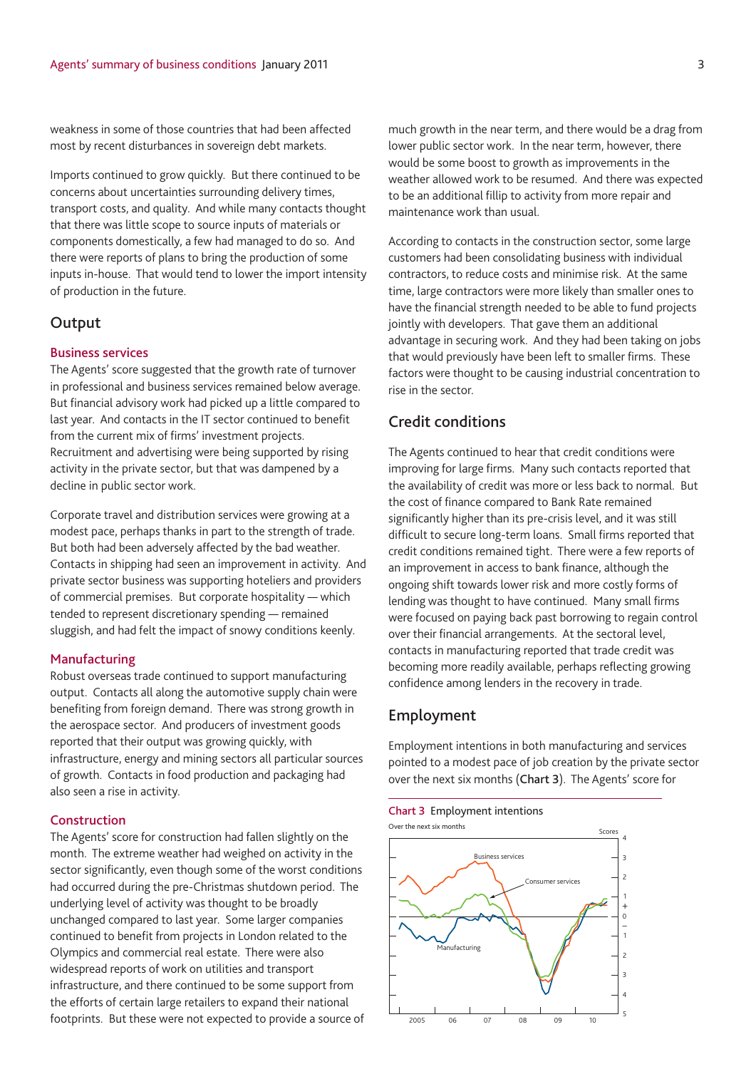weakness in some of those countries that had been affected most by recent disturbances in sovereign debt markets.

Imports continued to grow quickly. But there continued to be concerns about uncertainties surrounding delivery times, transport costs, and quality. And while many contacts thought that there was little scope to source inputs of materials or components domestically, a few had managed to do so. And there were reports of plans to bring the production of some inputs in-house. That would tend to lower the import intensity of production in the future.

## Output

### Business services

The Agents' score suggested that the growth rate of turnover in professional and business services remained below average. But financial advisory work had picked up a little compared to last year. And contacts in the IT sector continued to benefit from the current mix of firms' investment projects. Recruitment and advertising were being supported by rising activity in the private sector, but that was dampened by a decline in public sector work.

Corporate travel and distribution services were growing at a modest pace, perhaps thanks in part to the strength of trade. But both had been adversely affected by the bad weather. Contacts in shipping had seen an improvement in activity. And private sector business was supporting hoteliers and providers of commercial premises. But corporate hospitality — which tended to represent discretionary spending — remained sluggish, and had felt the impact of snowy conditions keenly.

### Manufacturing

Robust overseas trade continued to support manufacturing output. Contacts all along the automotive supply chain were benefiting from foreign demand. There was strong growth in the aerospace sector. And producers of investment goods reported that their output was growing quickly, with infrastructure, energy and mining sectors all particular sources of growth. Contacts in food production and packaging had also seen a rise in activity.

### Construction

The Agents' score for construction had fallen slightly on the month. The extreme weather had weighed on activity in the sector significantly, even though some of the worst conditions had occurred during the pre-Christmas shutdown period. The underlying level of activity was thought to be broadly unchanged compared to last year. Some larger companies continued to benefit from projects in London related to the Olympics and commercial real estate. There were also widespread reports of work on utilities and transport infrastructure, and there continued to be some support from the efforts of certain large retailers to expand their national footprints. But these were not expected to provide a source of much growth in the near term, and there would be a drag from lower public sector work. In the near term, however, there would be some boost to growth as improvements in the weather allowed work to be resumed. And there was expected to be an additional fillip to activity from more repair and maintenance work than usual.

According to contacts in the construction sector, some large customers had been consolidating business with individual contractors, to reduce costs and minimise risk. At the same time, large contractors were more likely than smaller ones to have the financial strength needed to be able to fund projects jointly with developers. That gave them an additional advantage in securing work. And they had been taking on jobs that would previously have been left to smaller firms. These factors were thought to be causing industrial concentration to rise in the sector.

## Credit conditions

The Agents continued to hear that credit conditions were improving for large firms. Many such contacts reported that the availability of credit was more or less back to normal. But the cost of finance compared to Bank Rate remained significantly higher than its pre-crisis level, and it was still difficult to secure long-term loans. Small firms reported that credit conditions remained tight. There were a few reports of an improvement in access to bank finance, although the ongoing shift towards lower risk and more costly forms of lending was thought to have continued. Many small firms were focused on paying back past borrowing to regain control over their financial arrangements. At the sectoral level, contacts in manufacturing reported that trade credit was becoming more readily available, perhaps reflecting growing confidence among lenders in the recovery in trade.

## Employment

Employment intentions in both manufacturing and services pointed to a modest pace of job creation by the private sector over the next six months (**Chart 3**). The Agents' score for

**Chart 3** Employment intentions

Over the next six months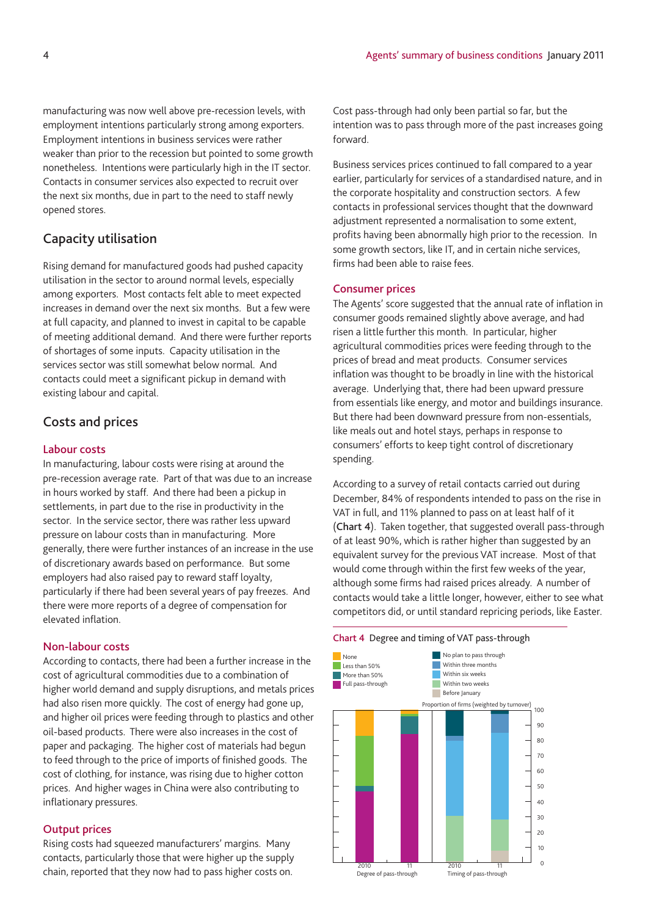manufacturing was now well above pre-recession levels, with employment intentions particularly strong among exporters. Employment intentions in business services were rather weaker than prior to the recession but pointed to some growth nonetheless. Intentions were particularly high in the IT sector. Contacts in consumer services also expected to recruit over the next six months, due in part to the need to staff newly opened stores.

## Capacity utilisation

Rising demand for manufactured goods had pushed capacity utilisation in the sector to around normal levels, especially among exporters. Most contacts felt able to meet expected increases in demand over the next six months. But a few were at full capacity, and planned to invest in capital to be capable of meeting additional demand. And there were further reports of shortages of some inputs. Capacity utilisation in the services sector was still somewhat below normal. And contacts could meet a significant pickup in demand with existing labour and capital.

## Costs and prices

### Labour costs

In manufacturing, labour costs were rising at around the pre-recession average rate. Part of that was due to an increase in hours worked by staff. And there had been a pickup in settlements, in part due to the rise in productivity in the sector. In the service sector, there was rather less upward pressure on labour costs than in manufacturing. More generally, there were further instances of an increase in the use of discretionary awards based on performance. But some employers had also raised pay to reward staff loyalty, particularly if there had been several years of pay freezes. And there were more reports of a degree of compensation for elevated inflation.

### Non-labour costs

According to contacts, there had been a further increase in the cost of agricultural commodities due to a combination of higher world demand and supply disruptions, and metals prices had also risen more quickly. The cost of energy had gone up, and higher oil prices were feeding through to plastics and other oil-based products. There were also increases in the cost of paper and packaging. The higher cost of materials had begun to feed through to the price of imports of finished goods. The cost of clothing, for instance, was rising due to higher cotton prices. And higher wages in China were also contributing to inflationary pressures.

### Output prices

Rising costs had squeezed manufacturers' margins. Many contacts, particularly those that were higher up the supply chain, reported that they now had to pass higher costs on. Cost pass-through had only been partial so far, but the intention was to pass through more of the past increases going forward.

Business services prices continued to fall compared to a year earlier, particularly for services of a standardised nature, and in the corporate hospitality and construction sectors. A few contacts in professional services thought that the downward adjustment represented a normalisation to some extent, profits having been abnormally high prior to the recession. In some growth sectors, like IT, and in certain niche services, firms had been able to raise fees.

### Consumer prices

The Agents' score suggested that the annual rate of inflation in consumer goods remained slightly above average, and had risen a little further this month. In particular, higher agricultural commodities prices were feeding through to the prices of bread and meat products. Consumer services inflation was thought to be broadly in line with the historical average. Underlying that, there had been upward pressure from essentials like energy, and motor and buildings insurance. But there had been downward pressure from non-essentials, like meals out and hotel stays, perhaps in response to consumers' efforts to keep tight control of discretionary spending.

According to a survey of retail contacts carried out during December, 84% of respondents intended to pass on the rise in VAT in full, and 11% planned to pass on at least half of it (**Chart 4**). Taken together, that suggested overall pass-through of at least 90%, which is rather higher than suggested by an equivalent survey for the previous VAT increase. Most of that would come through within the first few weeks of the year, although some firms had raised prices already. A number of contacts would take a little longer, however, either to see what competitors did, or until standard repricing periods, like Easter.

**Chart 4** Degree and timing of VAT pass-through

Legend: None; Less than 50%; More than 50%; Full pass-through; No plan to pass through; Within three months; Within six weeks; Within two weeks; Before January

Proportion of firms (weighted by turnover)

Degree of pass-through (2010, 11); Timing of pass-through (2010, 11)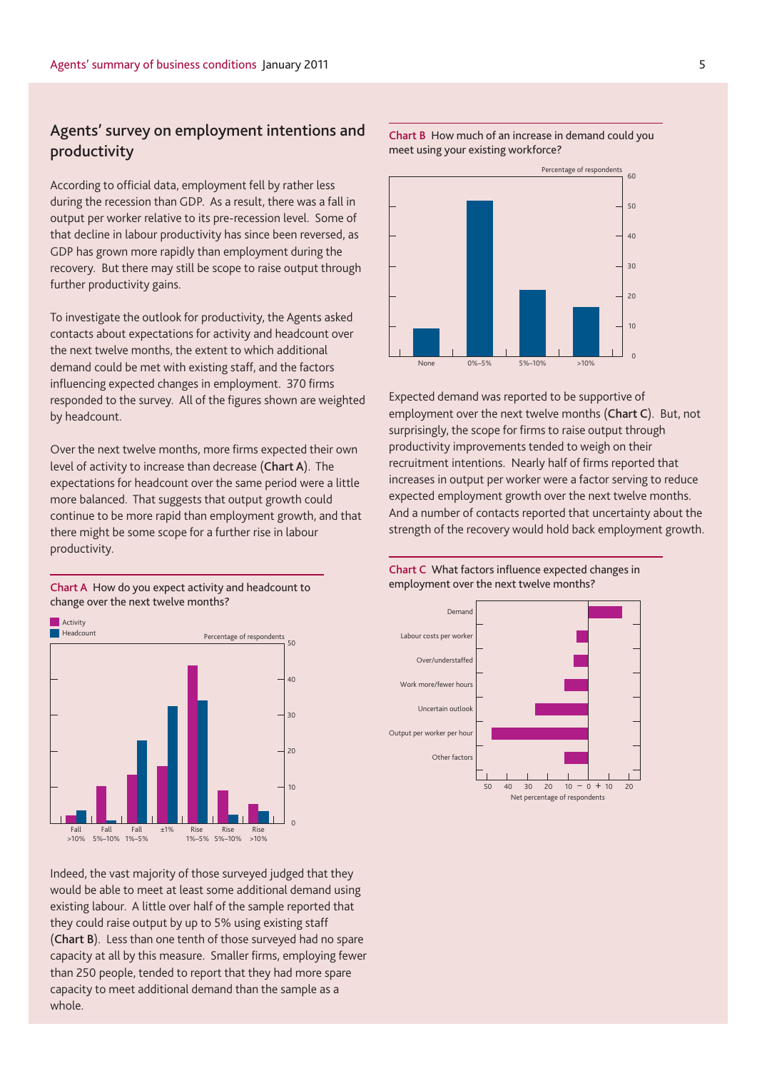## Agents' survey on employment intentions and productivity

According to official data, employment fell by rather less during the recession than GDP. As a result, there was a fall in output per worker relative to its pre-recession level. Some of that decline in labour productivity has since been reversed, as GDP has grown more rapidly than employment during the recovery. But there may still be scope to raise output through further productivity gains.

To investigate the outlook for productivity, the Agents asked contacts about expectations for activity and headcount over the next twelve months, the extent to which additional demand could be met with existing staff, and the factors influencing expected changes in employment. 370 firms responded to the survey. All of the figures shown are weighted by headcount.

Over the next twelve months, more firms expected their own level of activity to increase than decrease (**Chart A**). The expectations for headcount over the same period were a little more balanced. That suggests that output growth could continue to be more rapid than employment growth, and that there might be some scope for a further rise in labour productivity.

**Chart A** How do you expect activity and headcount to change over the next twelve months?

Activity
Headcount
Percentage of respondents
50
40
30
20
10
0
Fall >10%
Fall 5%–10%
Fall 1%–5%
±1%
Rise 1%–5%
Rise 5%–10%
Rise >10%

Indeed, the vast majority of those surveyed judged that they would be able to meet at least some additional demand using existing labour. A little over half of the sample reported that they could raise output by up to 5% using existing staff (**Chart B**). Less than one tenth of those surveyed had no spare capacity at all by this measure. Smaller firms, employing fewer than 250 people, tended to report that they had more spare capacity to meet additional demand than the sample as a whole.

**Chart B** How much of an increase in demand could you meet using your existing workforce?

Percentage of respondents
60
50
40
30
20
10
0
None
0%–5%
5%–10%
>10%

Expected demand was reported to be supportive of employment over the next twelve months (**Chart C**). But, not surprisingly, the scope for firms to raise output through productivity improvements tended to weigh on their recruitment intentions. Nearly half of firms reported that increases in output per worker were a factor serving to reduce expected employment growth over the next twelve months. And a number of contacts reported that uncertainty about the strength of the recovery would hold back employment growth.

**Chart C** What factors influence expected changes in employment over the next twelve months?

Demand
Labour costs per worker
Over/understaffed
Work more/fewer hours
Uncertain outlook
Output per worker per hour
Other factors
50 40 30 20 10 − 0 + 10 20
Net percentage of respondents